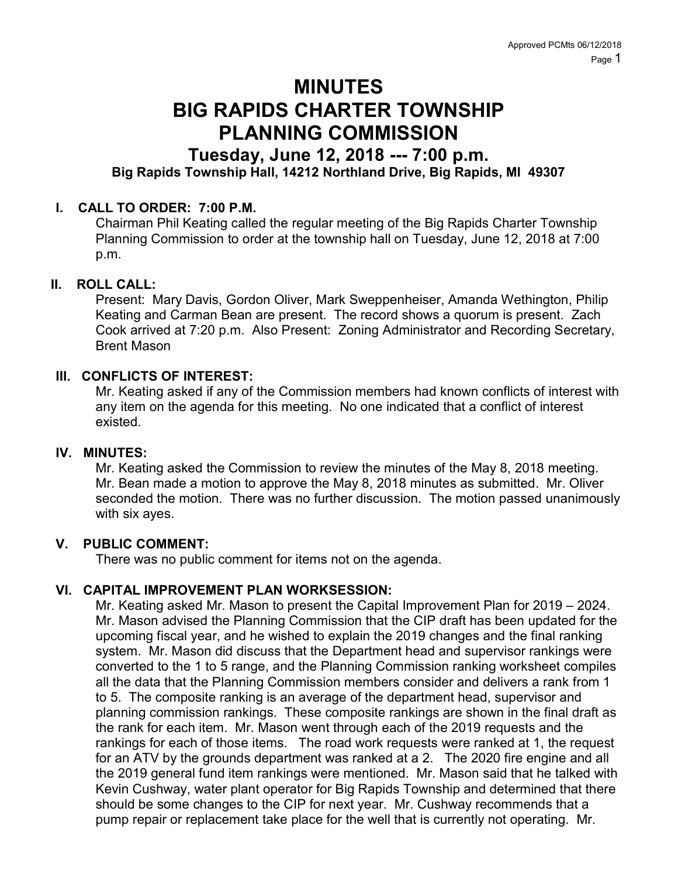# MINUTES
# BIG RAPIDS CHARTER TOWNSHIP
# PLANNING COMMISSION

## Tuesday, June 12, 2018 --- 7:00 p.m.

**Big Rapids Township Hall, 14212 Northland Drive, Big Rapids, MI 49307**

### I. CALL TO ORDER: 7:00 P.M.

Chairman Phil Keating called the regular meeting of the Big Rapids Charter Township Planning Commission to order at the township hall on Tuesday, June 12, 2018 at 7:00 p.m.

### II. ROLL CALL:

Present: Mary Davis, Gordon Oliver, Mark Sweppenheiser, Amanda Wethington, Philip Keating and Carman Bean are present. The record shows a quorum is present. Zach Cook arrived at 7:20 p.m. Also Present: Zoning Administrator and Recording Secretary, Brent Mason

### III. CONFLICTS OF INTEREST:

Mr. Keating asked if any of the Commission members had known conflicts of interest with any item on the agenda for this meeting. No one indicated that a conflict of interest existed.

### IV. MINUTES:

Mr. Keating asked the Commission to review the minutes of the May 8, 2018 meeting. Mr. Bean made a motion to approve the May 8, 2018 minutes as submitted. Mr. Oliver seconded the motion. There was no further discussion. The motion passed unanimously with six ayes.

### V. PUBLIC COMMENT:

There was no public comment for items not on the agenda.

### VI. CAPITAL IMPROVEMENT PLAN WORKSESSION:

Mr. Keating asked Mr. Mason to present the Capital Improvement Plan for 2019 – 2024. Mr. Mason advised the Planning Commission that the CIP draft has been updated for the upcoming fiscal year, and he wished to explain the 2019 changes and the final ranking system. Mr. Mason did discuss that the Department head and supervisor rankings were converted to the 1 to 5 range, and the Planning Commission ranking worksheet compiles all the data that the Planning Commission members consider and delivers a rank from 1 to 5. The composite ranking is an average of the department head, supervisor and planning commission rankings. These composite rankings are shown in the final draft as the rank for each item. Mr. Mason went through each of the 2019 requests and the rankings for each of those items. The road work requests were ranked at 1, the request for an ATV by the grounds department was ranked at a 2. The 2020 fire engine and all the 2019 general fund item rankings were mentioned. Mr. Mason said that he talked with Kevin Cushway, water plant operator for Big Rapids Township and determined that there should be some changes to the CIP for next year. Mr. Cushway recommends that a pump repair or replacement take place for the well that is currently not operating. Mr.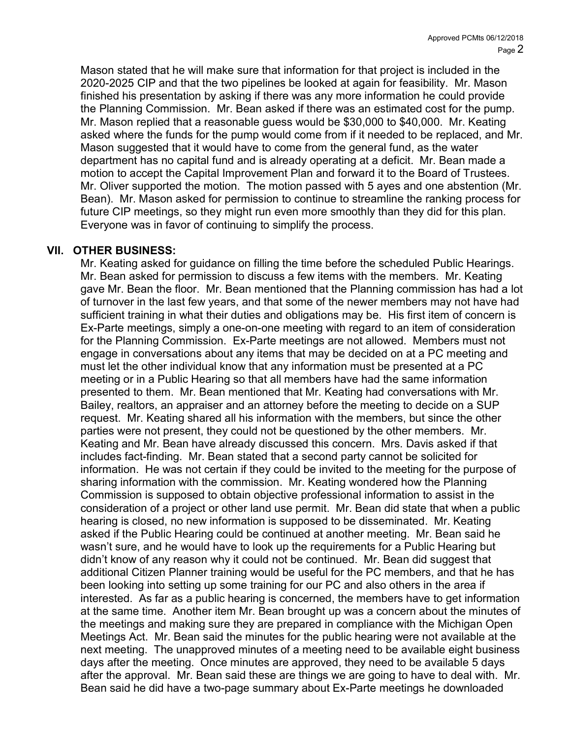Mason stated that he will make sure that information for that project is included in the 2020-2025 CIP and that the two pipelines be looked at again for feasibility. Mr. Mason finished his presentation by asking if there was any more information he could provide the Planning Commission. Mr. Bean asked if there was an estimated cost for the pump. Mr. Mason replied that a reasonable guess would be $30,000 to $40,000. Mr. Keating asked where the funds for the pump would come from if it needed to be replaced, and Mr. Mason suggested that it would have to come from the general fund, as the water department has no capital fund and is already operating at a deficit. Mr. Bean made a motion to accept the Capital Improvement Plan and forward it to the Board of Trustees. Mr. Oliver supported the motion. The motion passed with 5 ayes and one abstention (Mr. Bean). Mr. Mason asked for permission to continue to streamline the ranking process for future CIP meetings, so they might run even more smoothly than they did for this plan. Everyone was in favor of continuing to simplify the process.

## VII. OTHER BUSINESS:

Mr. Keating asked for guidance on filling the time before the scheduled Public Hearings. Mr. Bean asked for permission to discuss a few items with the members. Mr. Keating gave Mr. Bean the floor. Mr. Bean mentioned that the Planning commission has had a lot of turnover in the last few years, and that some of the newer members may not have had sufficient training in what their duties and obligations may be. His first item of concern is Ex-Parte meetings, simply a one-on-one meeting with regard to an item of consideration for the Planning Commission. Ex-Parte meetings are not allowed. Members must not engage in conversations about any items that may be decided on at a PC meeting and must let the other individual know that any information must be presented at a PC meeting or in a Public Hearing so that all members have had the same information presented to them. Mr. Bean mentioned that Mr. Keating had conversations with Mr. Bailey, realtors, an appraiser and an attorney before the meeting to decide on a SUP request. Mr. Keating shared all his information with the members, but since the other parties were not present, they could not be questioned by the other members. Mr. Keating and Mr. Bean have already discussed this concern. Mrs. Davis asked if that includes fact-finding. Mr. Bean stated that a second party cannot be solicited for information. He was not certain if they could be invited to the meeting for the purpose of sharing information with the commission. Mr. Keating wondered how the Planning Commission is supposed to obtain objective professional information to assist in the consideration of a project or other land use permit. Mr. Bean did state that when a public hearing is closed, no new information is supposed to be disseminated. Mr. Keating asked if the Public Hearing could be continued at another meeting. Mr. Bean said he wasn't sure, and he would have to look up the requirements for a Public Hearing but didn't know of any reason why it could not be continued. Mr. Bean did suggest that additional Citizen Planner training would be useful for the PC members, and that he has been looking into setting up some training for our PC and also others in the area if interested. As far as a public hearing is concerned, the members have to get information at the same time. Another item Mr. Bean brought up was a concern about the minutes of the meetings and making sure they are prepared in compliance with the Michigan Open Meetings Act. Mr. Bean said the minutes for the public hearing were not available at the next meeting. The unapproved minutes of a meeting need to be available eight business days after the meeting. Once minutes are approved, they need to be available 5 days after the approval. Mr. Bean said these are things we are going to have to deal with. Mr. Bean said he did have a two-page summary about Ex-Parte meetings he downloaded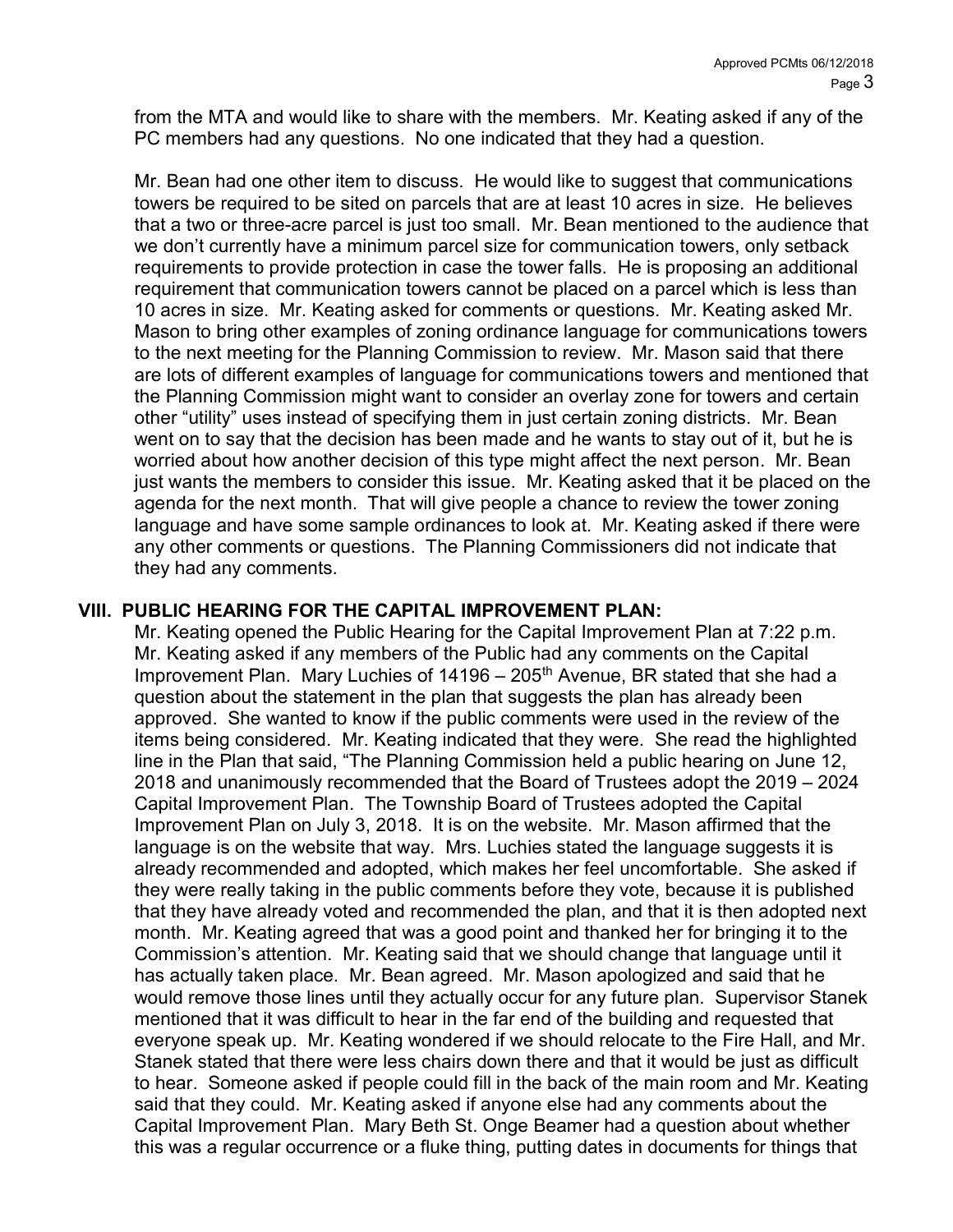from the MTA and would like to share with the members. Mr. Keating asked if any of the PC members had any questions. No one indicated that they had a question.

Mr. Bean had one other item to discuss. He would like to suggest that communications towers be required to be sited on parcels that are at least 10 acres in size. He believes that a two or three-acre parcel is just too small. Mr. Bean mentioned to the audience that we don't currently have a minimum parcel size for communication towers, only setback requirements to provide protection in case the tower falls. He is proposing an additional requirement that communication towers cannot be placed on a parcel which is less than 10 acres in size. Mr. Keating asked for comments or questions. Mr. Keating asked Mr. Mason to bring other examples of zoning ordinance language for communications towers to the next meeting for the Planning Commission to review. Mr. Mason said that there are lots of different examples of language for communications towers and mentioned that the Planning Commission might want to consider an overlay zone for towers and certain other "utility" uses instead of specifying them in just certain zoning districts. Mr. Bean went on to say that the decision has been made and he wants to stay out of it, but he is worried about how another decision of this type might affect the next person. Mr. Bean just wants the members to consider this issue. Mr. Keating asked that it be placed on the agenda for the next month. That will give people a chance to review the tower zoning language and have some sample ordinances to look at. Mr. Keating asked if there were any other comments or questions. The Planning Commissioners did not indicate that they had any comments.

## VIII. PUBLIC HEARING FOR THE CAPITAL IMPROVEMENT PLAN:

Mr. Keating opened the Public Hearing for the Capital Improvement Plan at 7:22 p.m. Mr. Keating asked if any members of the Public had any comments on the Capital Improvement Plan. Mary Luchies of 14196 – 205th Avenue, BR stated that she had a question about the statement in the plan that suggests the plan has already been approved. She wanted to know if the public comments were used in the review of the items being considered. Mr. Keating indicated that they were. She read the highlighted line in the Plan that said, "The Planning Commission held a public hearing on June 12, 2018 and unanimously recommended that the Board of Trustees adopt the 2019 – 2024 Capital Improvement Plan. The Township Board of Trustees adopted the Capital Improvement Plan on July 3, 2018. It is on the website. Mr. Mason affirmed that the language is on the website that way. Mrs. Luchies stated the language suggests it is already recommended and adopted, which makes her feel uncomfortable. She asked if they were really taking in the public comments before they vote, because it is published that they have already voted and recommended the plan, and that it is then adopted next month. Mr. Keating agreed that was a good point and thanked her for bringing it to the Commission's attention. Mr. Keating said that we should change that language until it has actually taken place. Mr. Bean agreed. Mr. Mason apologized and said that he would remove those lines until they actually occur for any future plan. Supervisor Stanek mentioned that it was difficult to hear in the far end of the building and requested that everyone speak up. Mr. Keating wondered if we should relocate to the Fire Hall, and Mr. Stanek stated that there were less chairs down there and that it would be just as difficult to hear. Someone asked if people could fill in the back of the main room and Mr. Keating said that they could. Mr. Keating asked if anyone else had any comments about the Capital Improvement Plan. Mary Beth St. Onge Beamer had a question about whether this was a regular occurrence or a fluke thing, putting dates in documents for things that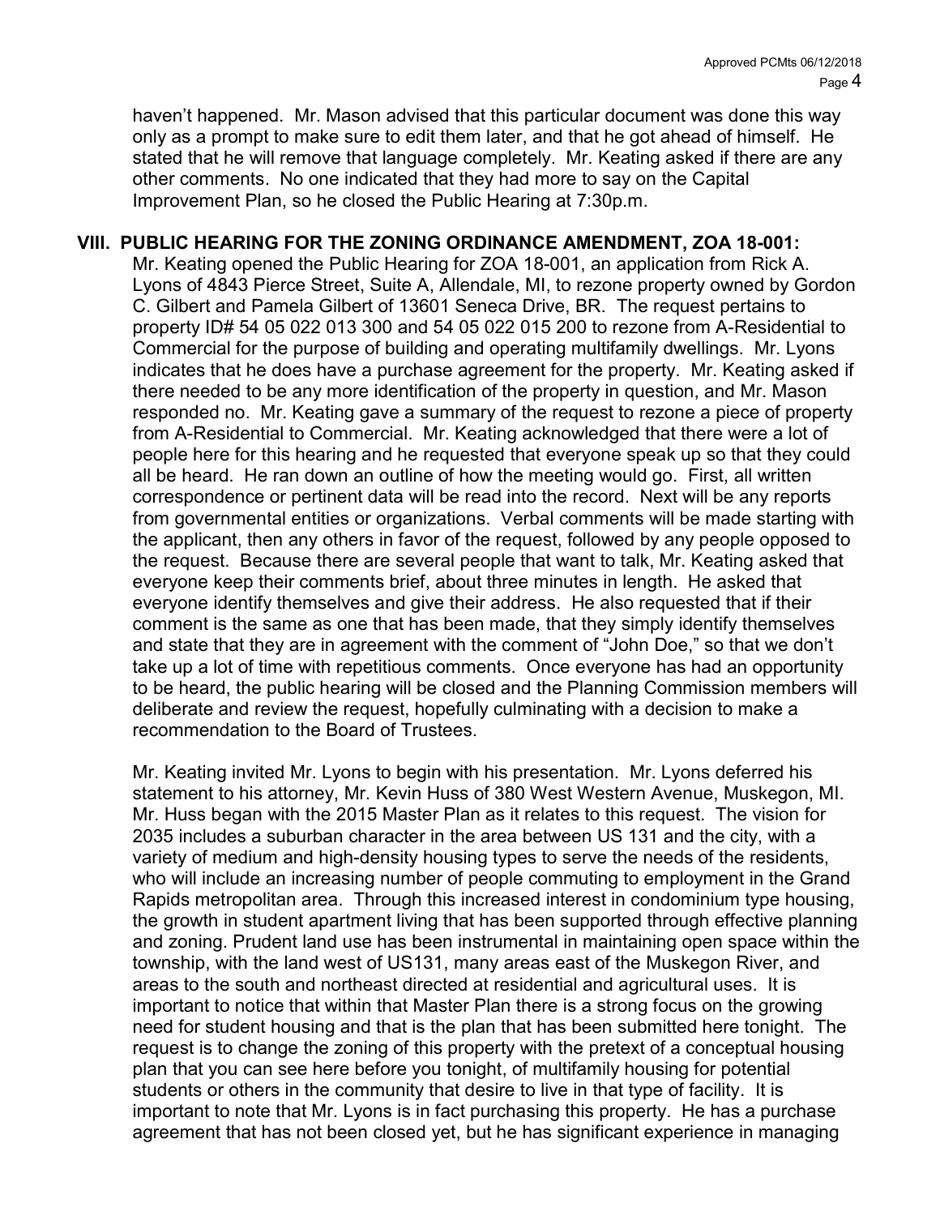haven't happened. Mr. Mason advised that this particular document was done this way only as a prompt to make sure to edit them later, and that he got ahead of himself. He stated that he will remove that language completely. Mr. Keating asked if there are any other comments. No one indicated that they had more to say on the Capital Improvement Plan, so he closed the Public Hearing at 7:30p.m.

## VIII. PUBLIC HEARING FOR THE ZONING ORDINANCE AMENDMENT, ZOA 18-001:

Mr. Keating opened the Public Hearing for ZOA 18-001, an application from Rick A. Lyons of 4843 Pierce Street, Suite A, Allendale, MI, to rezone property owned by Gordon C. Gilbert and Pamela Gilbert of 13601 Seneca Drive, BR. The request pertains to property ID# 54 05 022 013 300 and 54 05 022 015 200 to rezone from A-Residential to Commercial for the purpose of building and operating multifamily dwellings. Mr. Lyons indicates that he does have a purchase agreement for the property. Mr. Keating asked if there needed to be any more identification of the property in question, and Mr. Mason responded no. Mr. Keating gave a summary of the request to rezone a piece of property from A-Residential to Commercial. Mr. Keating acknowledged that there were a lot of people here for this hearing and he requested that everyone speak up so that they could all be heard. He ran down an outline of how the meeting would go. First, all written correspondence or pertinent data will be read into the record. Next will be any reports from governmental entities or organizations. Verbal comments will be made starting with the applicant, then any others in favor of the request, followed by any people opposed to the request. Because there are several people that want to talk, Mr. Keating asked that everyone keep their comments brief, about three minutes in length. He asked that everyone identify themselves and give their address. He also requested that if their comment is the same as one that has been made, that they simply identify themselves and state that they are in agreement with the comment of "John Doe," so that we don't take up a lot of time with repetitious comments. Once everyone has had an opportunity to be heard, the public hearing will be closed and the Planning Commission members will deliberate and review the request, hopefully culminating with a decision to make a recommendation to the Board of Trustees.

Mr. Keating invited Mr. Lyons to begin with his presentation. Mr. Lyons deferred his statement to his attorney, Mr. Kevin Huss of 380 West Western Avenue, Muskegon, MI. Mr. Huss began with the 2015 Master Plan as it relates to this request. The vision for 2035 includes a suburban character in the area between US 131 and the city, with a variety of medium and high-density housing types to serve the needs of the residents, who will include an increasing number of people commuting to employment in the Grand Rapids metropolitan area. Through this increased interest in condominium type housing, the growth in student apartment living that has been supported through effective planning and zoning. Prudent land use has been instrumental in maintaining open space within the township, with the land west of US131, many areas east of the Muskegon River, and areas to the south and northeast directed at residential and agricultural uses. It is important to notice that within that Master Plan there is a strong focus on the growing need for student housing and that is the plan that has been submitted here tonight. The request is to change the zoning of this property with the pretext of a conceptual housing plan that you can see here before you tonight, of multifamily housing for potential students or others in the community that desire to live in that type of facility. It is important to note that Mr. Lyons is in fact purchasing this property. He has a purchase agreement that has not been closed yet, but he has significant experience in managing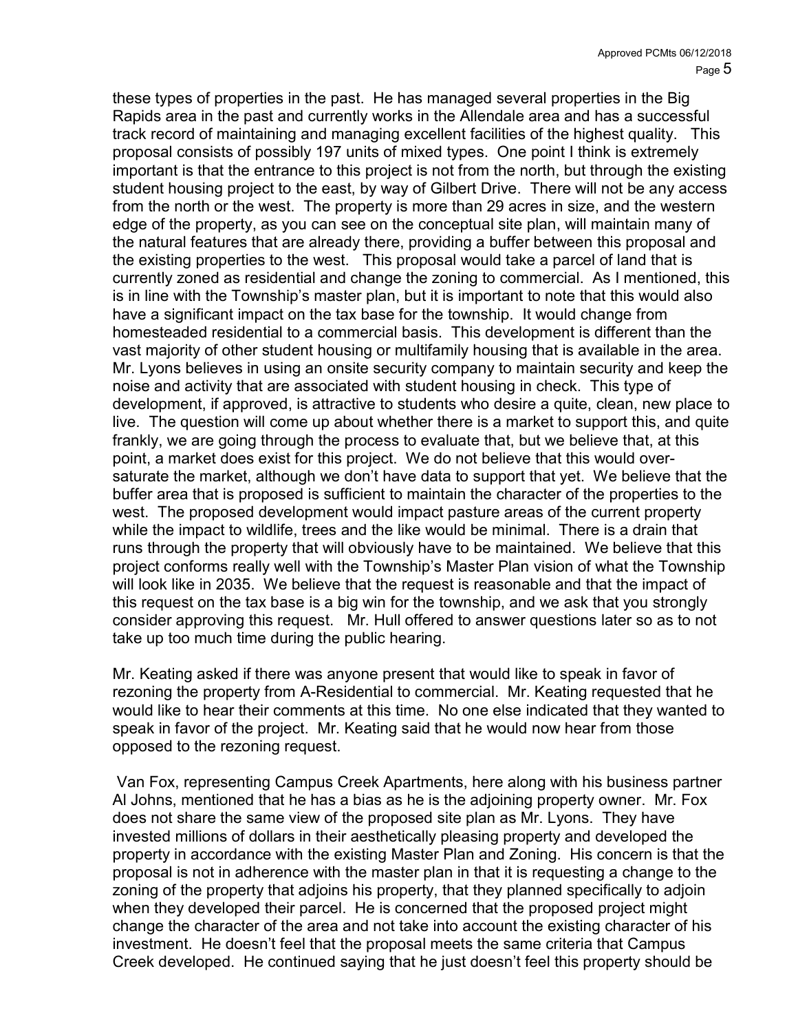these types of properties in the past. He has managed several properties in the Big Rapids area in the past and currently works in the Allendale area and has a successful track record of maintaining and managing excellent facilities of the highest quality. This proposal consists of possibly 197 units of mixed types. One point I think is extremely important is that the entrance to this project is not from the north, but through the existing student housing project to the east, by way of Gilbert Drive. There will not be any access from the north or the west. The property is more than 29 acres in size, and the western edge of the property, as you can see on the conceptual site plan, will maintain many of the natural features that are already there, providing a buffer between this proposal and the existing properties to the west. This proposal would take a parcel of land that is currently zoned as residential and change the zoning to commercial. As I mentioned, this is in line with the Township's master plan, but it is important to note that this would also have a significant impact on the tax base for the township. It would change from homesteaded residential to a commercial basis. This development is different than the vast majority of other student housing or multifamily housing that is available in the area. Mr. Lyons believes in using an onsite security company to maintain security and keep the noise and activity that are associated with student housing in check. This type of development, if approved, is attractive to students who desire a quite, clean, new place to live. The question will come up about whether there is a market to support this, and quite frankly, we are going through the process to evaluate that, but we believe that, at this point, a market does exist for this project. We do not believe that this would over-saturate the market, although we don't have data to support that yet. We believe that the buffer area that is proposed is sufficient to maintain the character of the properties to the west. The proposed development would impact pasture areas of the current property while the impact to wildlife, trees and the like would be minimal. There is a drain that runs through the property that will obviously have to be maintained. We believe that this project conforms really well with the Township's Master Plan vision of what the Township will look like in 2035. We believe that the request is reasonable and that the impact of this request on the tax base is a big win for the township, and we ask that you strongly consider approving this request. Mr. Hull offered to answer questions later so as to not take up too much time during the public hearing.

Mr. Keating asked if there was anyone present that would like to speak in favor of rezoning the property from A-Residential to commercial. Mr. Keating requested that he would like to hear their comments at this time. No one else indicated that they wanted to speak in favor of the project. Mr. Keating said that he would now hear from those opposed to the rezoning request.

Van Fox, representing Campus Creek Apartments, here along with his business partner Al Johns, mentioned that he has a bias as he is the adjoining property owner. Mr. Fox does not share the same view of the proposed site plan as Mr. Lyons. They have invested millions of dollars in their aesthetically pleasing property and developed the property in accordance with the existing Master Plan and Zoning. His concern is that the proposal is not in adherence with the master plan in that it is requesting a change to the zoning of the property that adjoins his property, that they planned specifically to adjoin when they developed their parcel. He is concerned that the proposed project might change the character of the area and not take into account the existing character of his investment. He doesn't feel that the proposal meets the same criteria that Campus Creek developed. He continued saying that he just doesn't feel this property should be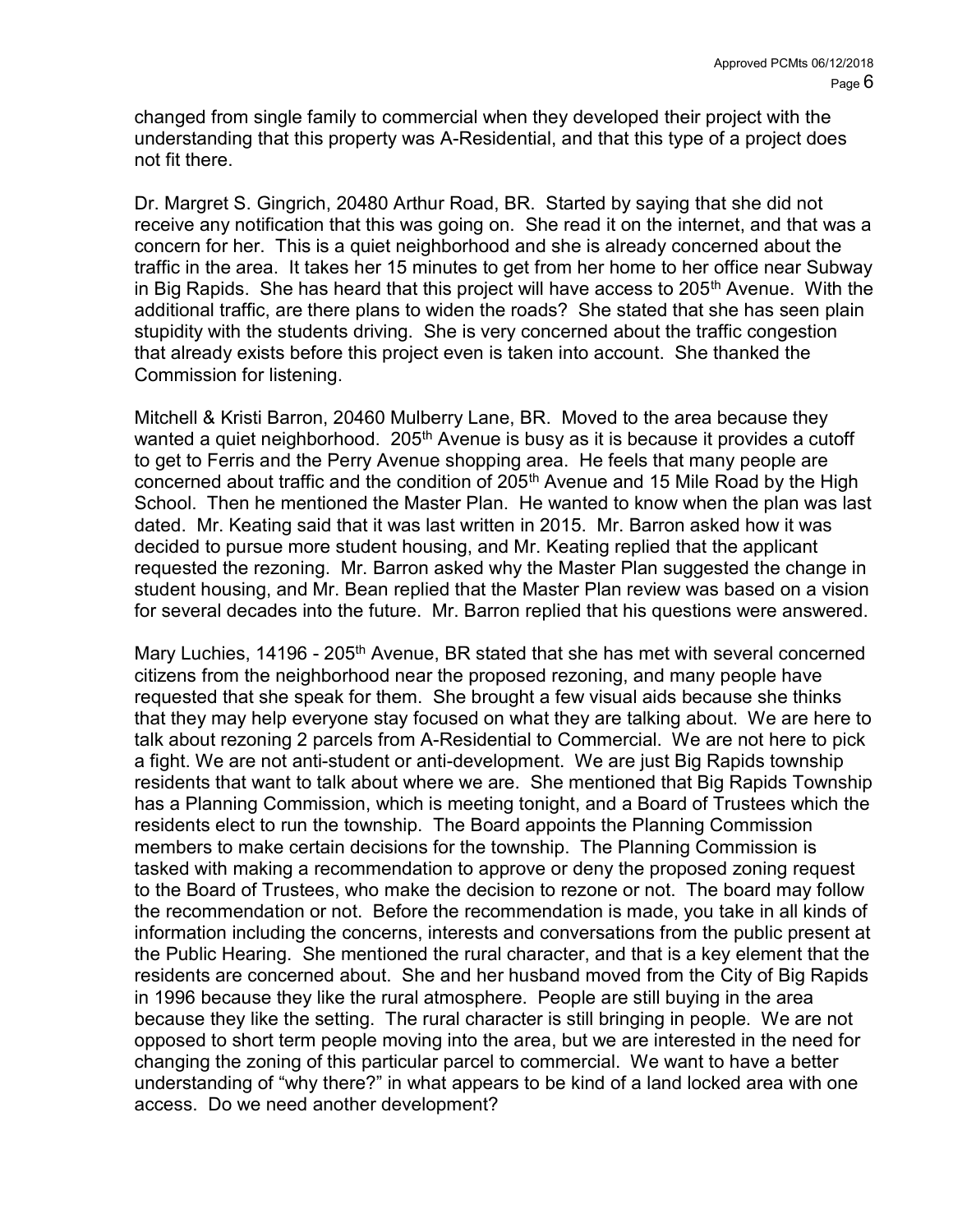changed from single family to commercial when they developed their project with the understanding that this property was A-Residential, and that this type of a project does not fit there.

Dr. Margret S. Gingrich, 20480 Arthur Road, BR. Started by saying that she did not receive any notification that this was going on. She read it on the internet, and that was a concern for her. This is a quiet neighborhood and she is already concerned about the traffic in the area. It takes her 15 minutes to get from her home to her office near Subway in Big Rapids. She has heard that this project will have access to 205th Avenue. With the additional traffic, are there plans to widen the roads? She stated that she has seen plain stupidity with the students driving. She is very concerned about the traffic congestion that already exists before this project even is taken into account. She thanked the Commission for listening.

Mitchell & Kristi Barron, 20460 Mulberry Lane, BR. Moved to the area because they wanted a quiet neighborhood. 205th Avenue is busy as it is because it provides a cutoff to get to Ferris and the Perry Avenue shopping area. He feels that many people are concerned about traffic and the condition of 205th Avenue and 15 Mile Road by the High School. Then he mentioned the Master Plan. He wanted to know when the plan was last dated. Mr. Keating said that it was last written in 2015. Mr. Barron asked how it was decided to pursue more student housing, and Mr. Keating replied that the applicant requested the rezoning. Mr. Barron asked why the Master Plan suggested the change in student housing, and Mr. Bean replied that the Master Plan review was based on a vision for several decades into the future. Mr. Barron replied that his questions were answered.

Mary Luchies, 14196 - 205th Avenue, BR stated that she has met with several concerned citizens from the neighborhood near the proposed rezoning, and many people have requested that she speak for them. She brought a few visual aids because she thinks that they may help everyone stay focused on what they are talking about. We are here to talk about rezoning 2 parcels from A-Residential to Commercial. We are not here to pick a fight. We are not anti-student or anti-development. We are just Big Rapids township residents that want to talk about where we are. She mentioned that Big Rapids Township has a Planning Commission, which is meeting tonight, and a Board of Trustees which the residents elect to run the township. The Board appoints the Planning Commission members to make certain decisions for the township. The Planning Commission is tasked with making a recommendation to approve or deny the proposed zoning request to the Board of Trustees, who make the decision to rezone or not. The board may follow the recommendation or not. Before the recommendation is made, you take in all kinds of information including the concerns, interests and conversations from the public present at the Public Hearing. She mentioned the rural character, and that is a key element that the residents are concerned about. She and her husband moved from the City of Big Rapids in 1996 because they like the rural atmosphere. People are still buying in the area because they like the setting. The rural character is still bringing in people. We are not opposed to short term people moving into the area, but we are interested in the need for changing the zoning of this particular parcel to commercial. We want to have a better understanding of "why there?" in what appears to be kind of a land locked area with one access. Do we need another development?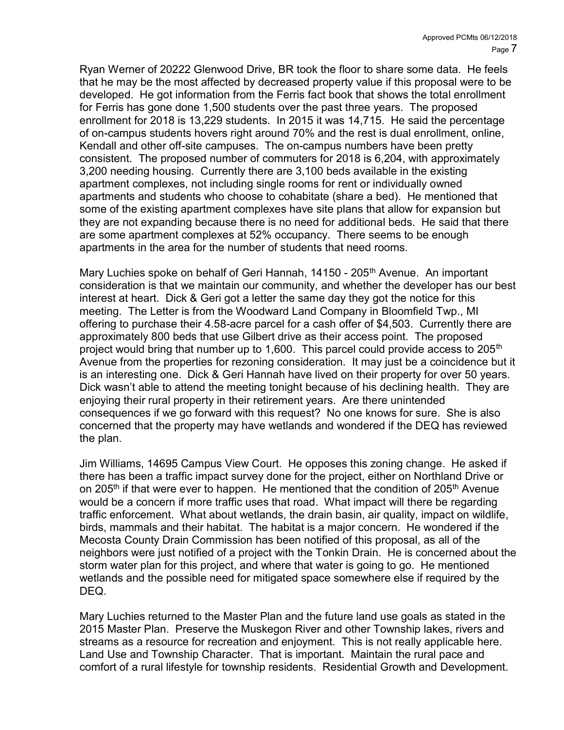Ryan Werner of 20222 Glenwood Drive, BR took the floor to share some data. He feels that he may be the most affected by decreased property value if this proposal were to be developed. He got information from the Ferris fact book that shows the total enrollment for Ferris has gone done 1,500 students over the past three years. The proposed enrollment for 2018 is 13,229 students. In 2015 it was 14,715. He said the percentage of on-campus students hovers right around 70% and the rest is dual enrollment, online, Kendall and other off-site campuses. The on-campus numbers have been pretty consistent. The proposed number of commuters for 2018 is 6,204, with approximately 3,200 needing housing. Currently there are 3,100 beds available in the existing apartment complexes, not including single rooms for rent or individually owned apartments and students who choose to cohabitate (share a bed). He mentioned that some of the existing apartment complexes have site plans that allow for expansion but they are not expanding because there is no need for additional beds. He said that there are some apartment complexes at 52% occupancy. There seems to be enough apartments in the area for the number of students that need rooms.

Mary Luchies spoke on behalf of Geri Hannah, 14150 - 205th Avenue. An important consideration is that we maintain our community, and whether the developer has our best interest at heart. Dick & Geri got a letter the same day they got the notice for this meeting. The Letter is from the Woodward Land Company in Bloomfield Twp., MI offering to purchase their 4.58-acre parcel for a cash offer of $4,503. Currently there are approximately 800 beds that use Gilbert drive as their access point. The proposed project would bring that number up to 1,600. This parcel could provide access to 205th Avenue from the properties for rezoning consideration. It may just be a coincidence but it is an interesting one. Dick & Geri Hannah have lived on their property for over 50 years. Dick wasn't able to attend the meeting tonight because of his declining health. They are enjoying their rural property in their retirement years. Are there unintended consequences if we go forward with this request? No one knows for sure. She is also concerned that the property may have wetlands and wondered if the DEQ has reviewed the plan.

Jim Williams, 14695 Campus View Court. He opposes this zoning change. He asked if there has been a traffic impact survey done for the project, either on Northland Drive or on 205th if that were ever to happen. He mentioned that the condition of 205th Avenue would be a concern if more traffic uses that road. What impact will there be regarding traffic enforcement. What about wetlands, the drain basin, air quality, impact on wildlife, birds, mammals and their habitat. The habitat is a major concern. He wondered if the Mecosta County Drain Commission has been notified of this proposal, as all of the neighbors were just notified of a project with the Tonkin Drain. He is concerned about the storm water plan for this project, and where that water is going to go. He mentioned wetlands and the possible need for mitigated space somewhere else if required by the DEQ.

Mary Luchies returned to the Master Plan and the future land use goals as stated in the 2015 Master Plan. Preserve the Muskegon River and other Township lakes, rivers and streams as a resource for recreation and enjoyment. This is not really applicable here. Land Use and Township Character. That is important. Maintain the rural pace and comfort of a rural lifestyle for township residents. Residential Growth and Development.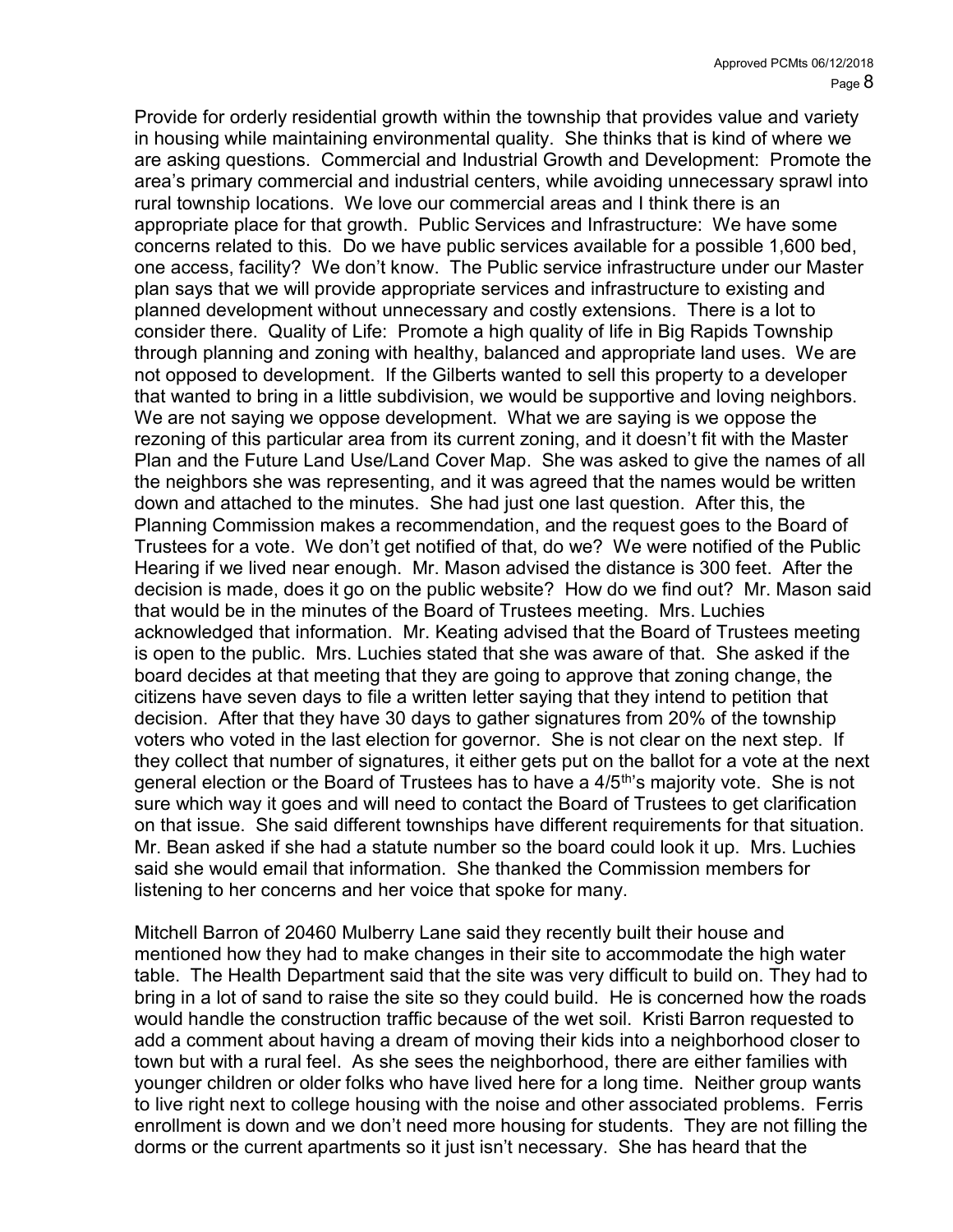Provide for orderly residential growth within the township that provides value and variety in housing while maintaining environmental quality. She thinks that is kind of where we are asking questions. Commercial and Industrial Growth and Development: Promote the area's primary commercial and industrial centers, while avoiding unnecessary sprawl into rural township locations. We love our commercial areas and I think there is an appropriate place for that growth. Public Services and Infrastructure: We have some concerns related to this. Do we have public services available for a possible 1,600 bed, one access, facility? We don't know. The Public service infrastructure under our Master plan says that we will provide appropriate services and infrastructure to existing and planned development without unnecessary and costly extensions. There is a lot to consider there. Quality of Life: Promote a high quality of life in Big Rapids Township through planning and zoning with healthy, balanced and appropriate land uses. We are not opposed to development. If the Gilberts wanted to sell this property to a developer that wanted to bring in a little subdivision, we would be supportive and loving neighbors. We are not saying we oppose development. What we are saying is we oppose the rezoning of this particular area from its current zoning, and it doesn't fit with the Master Plan and the Future Land Use/Land Cover Map. She was asked to give the names of all the neighbors she was representing, and it was agreed that the names would be written down and attached to the minutes. She had just one last question. After this, the Planning Commission makes a recommendation, and the request goes to the Board of Trustees for a vote. We don't get notified of that, do we? We were notified of the Public Hearing if we lived near enough. Mr. Mason advised the distance is 300 feet. After the decision is made, does it go on the public website? How do we find out? Mr. Mason said that would be in the minutes of the Board of Trustees meeting. Mrs. Luchies acknowledged that information. Mr. Keating advised that the Board of Trustees meeting is open to the public. Mrs. Luchies stated that she was aware of that. She asked if the board decides at that meeting that they are going to approve that zoning change, the citizens have seven days to file a written letter saying that they intend to petition that decision. After that they have 30 days to gather signatures from 20% of the township voters who voted in the last election for governor. She is not clear on the next step. If they collect that number of signatures, it either gets put on the ballot for a vote at the next general election or the Board of Trustees has to have a 4/5th's majority vote. She is not sure which way it goes and will need to contact the Board of Trustees to get clarification on that issue. She said different townships have different requirements for that situation. Mr. Bean asked if she had a statute number so the board could look it up. Mrs. Luchies said she would email that information. She thanked the Commission members for listening to her concerns and her voice that spoke for many.

Mitchell Barron of 20460 Mulberry Lane said they recently built their house and mentioned how they had to make changes in their site to accommodate the high water table. The Health Department said that the site was very difficult to build on. They had to bring in a lot of sand to raise the site so they could build. He is concerned how the roads would handle the construction traffic because of the wet soil. Kristi Barron requested to add a comment about having a dream of moving their kids into a neighborhood closer to town but with a rural feel. As she sees the neighborhood, there are either families with younger children or older folks who have lived here for a long time. Neither group wants to live right next to college housing with the noise and other associated problems. Ferris enrollment is down and we don't need more housing for students. They are not filling the dorms or the current apartments so it just isn't necessary. She has heard that the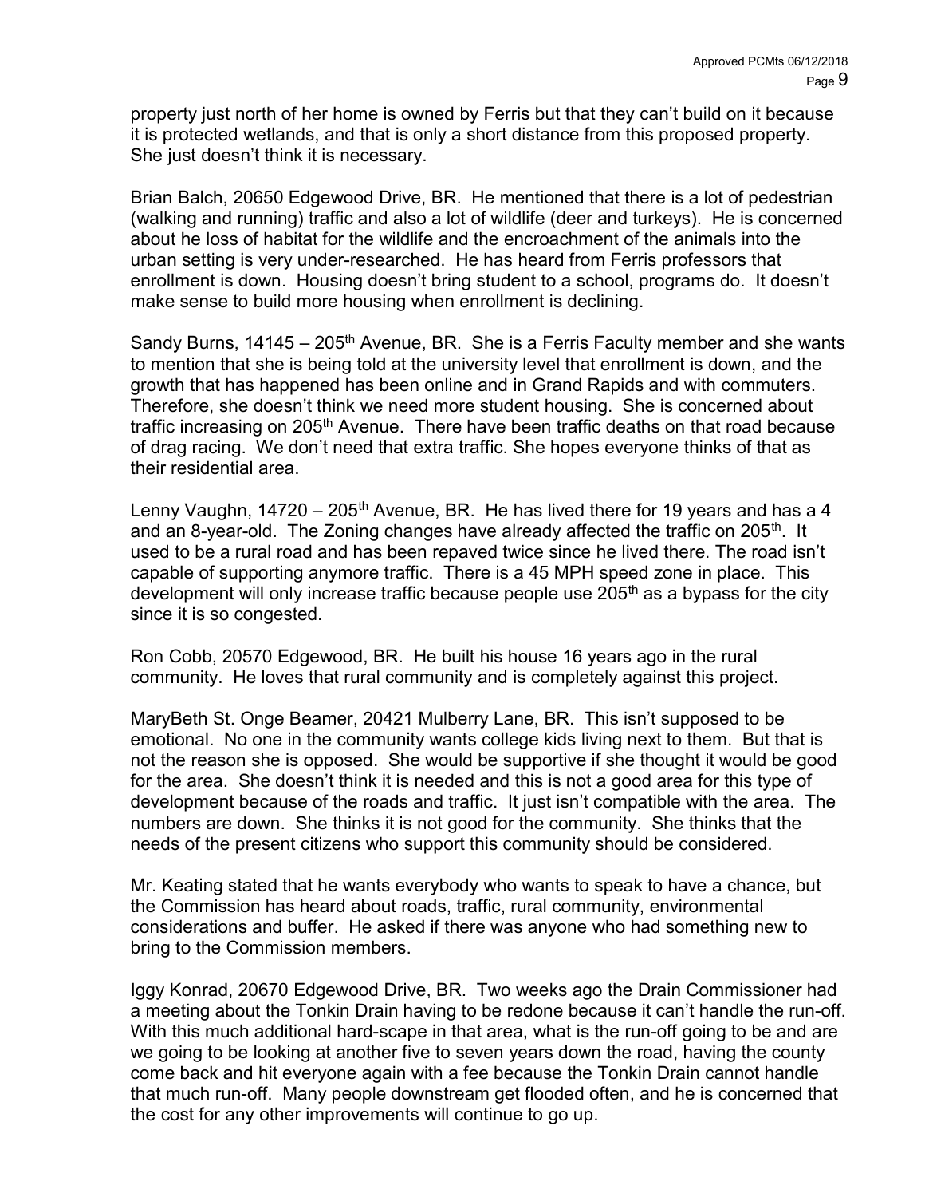property just north of her home is owned by Ferris but that they can't build on it because it is protected wetlands, and that is only a short distance from this proposed property. She just doesn't think it is necessary.

Brian Balch, 20650 Edgewood Drive, BR. He mentioned that there is a lot of pedestrian (walking and running) traffic and also a lot of wildlife (deer and turkeys). He is concerned about he loss of habitat for the wildlife and the encroachment of the animals into the urban setting is very under-researched. He has heard from Ferris professors that enrollment is down. Housing doesn't bring student to a school, programs do. It doesn't make sense to build more housing when enrollment is declining.

Sandy Burns, 14145 – 205th Avenue, BR. She is a Ferris Faculty member and she wants to mention that she is being told at the university level that enrollment is down, and the growth that has happened has been online and in Grand Rapids and with commuters. Therefore, she doesn't think we need more student housing. She is concerned about traffic increasing on 205th Avenue. There have been traffic deaths on that road because of drag racing. We don't need that extra traffic. She hopes everyone thinks of that as their residential area.

Lenny Vaughn, 14720 – 205th Avenue, BR. He has lived there for 19 years and has a 4 and an 8-year-old. The Zoning changes have already affected the traffic on 205th. It used to be a rural road and has been repaved twice since he lived there. The road isn't capable of supporting anymore traffic. There is a 45 MPH speed zone in place. This development will only increase traffic because people use 205th as a bypass for the city since it is so congested.

Ron Cobb, 20570 Edgewood, BR. He built his house 16 years ago in the rural community. He loves that rural community and is completely against this project.

MaryBeth St. Onge Beamer, 20421 Mulberry Lane, BR. This isn't supposed to be emotional. No one in the community wants college kids living next to them. But that is not the reason she is opposed. She would be supportive if she thought it would be good for the area. She doesn't think it is needed and this is not a good area for this type of development because of the roads and traffic. It just isn't compatible with the area. The numbers are down. She thinks it is not good for the community. She thinks that the needs of the present citizens who support this community should be considered.

Mr. Keating stated that he wants everybody who wants to speak to have a chance, but the Commission has heard about roads, traffic, rural community, environmental considerations and buffer. He asked if there was anyone who had something new to bring to the Commission members.

Iggy Konrad, 20670 Edgewood Drive, BR. Two weeks ago the Drain Commissioner had a meeting about the Tonkin Drain having to be redone because it can't handle the run-off. With this much additional hard-scape in that area, what is the run-off going to be and are we going to be looking at another five to seven years down the road, having the county come back and hit everyone again with a fee because the Tonkin Drain cannot handle that much run-off. Many people downstream get flooded often, and he is concerned that the cost for any other improvements will continue to go up.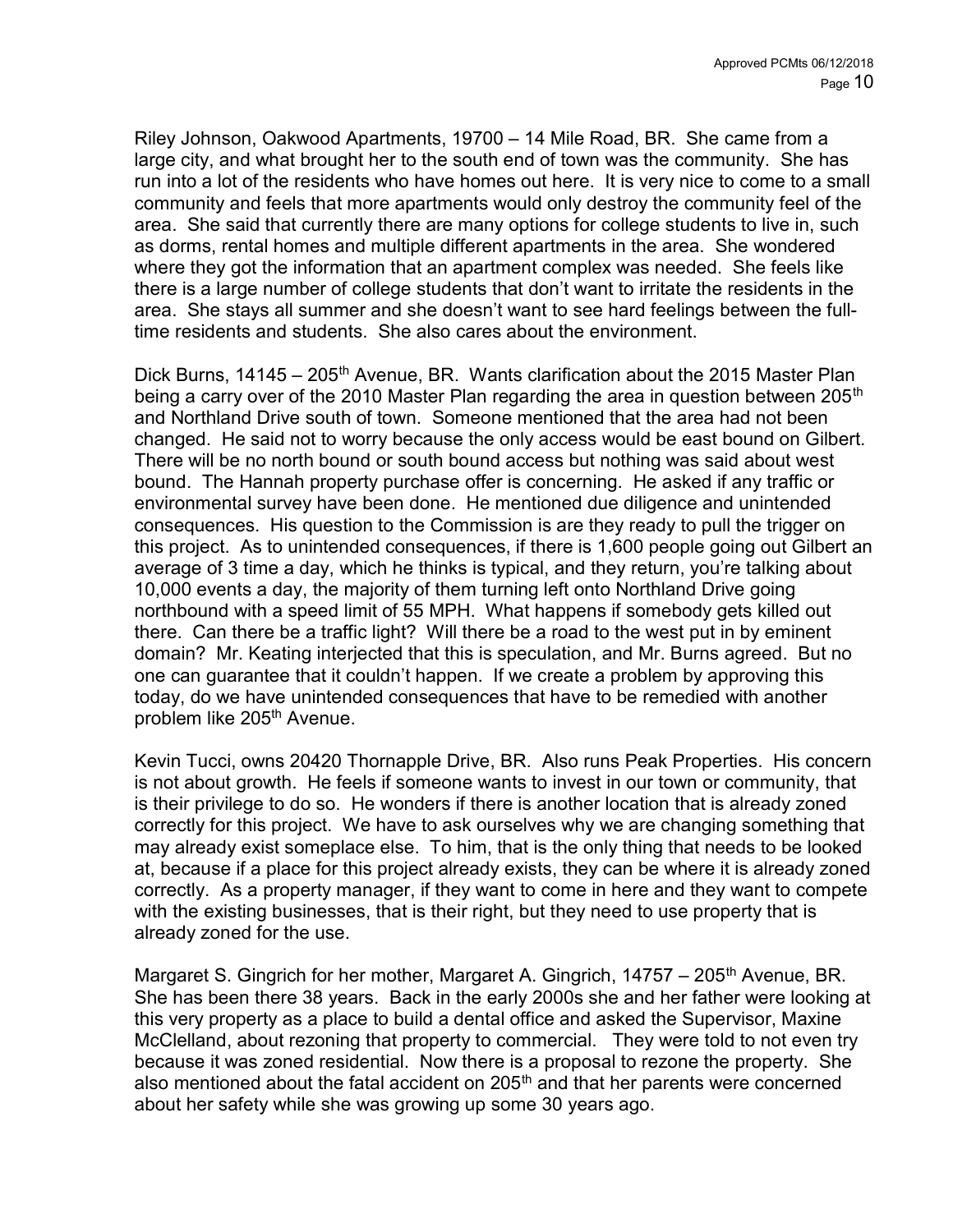Riley Johnson, Oakwood Apartments, 19700 – 14 Mile Road, BR. She came from a large city, and what brought her to the south end of town was the community. She has run into a lot of the residents who have homes out here. It is very nice to come to a small community and feels that more apartments would only destroy the community feel of the area. She said that currently there are many options for college students to live in, such as dorms, rental homes and multiple different apartments in the area. She wondered where they got the information that an apartment complex was needed. She feels like there is a large number of college students that don't want to irritate the residents in the area. She stays all summer and she doesn't want to see hard feelings between the full-time residents and students. She also cares about the environment.

Dick Burns, 14145 – 205th Avenue, BR. Wants clarification about the 2015 Master Plan being a carry over of the 2010 Master Plan regarding the area in question between 205th and Northland Drive south of town. Someone mentioned that the area had not been changed. He said not to worry because the only access would be east bound on Gilbert. There will be no north bound or south bound access but nothing was said about west bound. The Hannah property purchase offer is concerning. He asked if any traffic or environmental survey have been done. He mentioned due diligence and unintended consequences. His question to the Commission is are they ready to pull the trigger on this project. As to unintended consequences, if there is 1,600 people going out Gilbert an average of 3 time a day, which he thinks is typical, and they return, you're talking about 10,000 events a day, the majority of them turning left onto Northland Drive going northbound with a speed limit of 55 MPH. What happens if somebody gets killed out there. Can there be a traffic light? Will there be a road to the west put in by eminent domain? Mr. Keating interjected that this is speculation, and Mr. Burns agreed. But no one can guarantee that it couldn't happen. If we create a problem by approving this today, do we have unintended consequences that have to be remedied with another problem like 205th Avenue.

Kevin Tucci, owns 20420 Thornapple Drive, BR. Also runs Peak Properties. His concern is not about growth. He feels if someone wants to invest in our town or community, that is their privilege to do so. He wonders if there is another location that is already zoned correctly for this project. We have to ask ourselves why we are changing something that may already exist someplace else. To him, that is the only thing that needs to be looked at, because if a place for this project already exists, they can be where it is already zoned correctly. As a property manager, if they want to come in here and they want to compete with the existing businesses, that is their right, but they need to use property that is already zoned for the use.

Margaret S. Gingrich for her mother, Margaret A. Gingrich, 14757 – 205th Avenue, BR. She has been there 38 years. Back in the early 2000s she and her father were looking at this very property as a place to build a dental office and asked the Supervisor, Maxine McClelland, about rezoning that property to commercial. They were told to not even try because it was zoned residential. Now there is a proposal to rezone the property. She also mentioned about the fatal accident on 205th and that her parents were concerned about her safety while she was growing up some 30 years ago.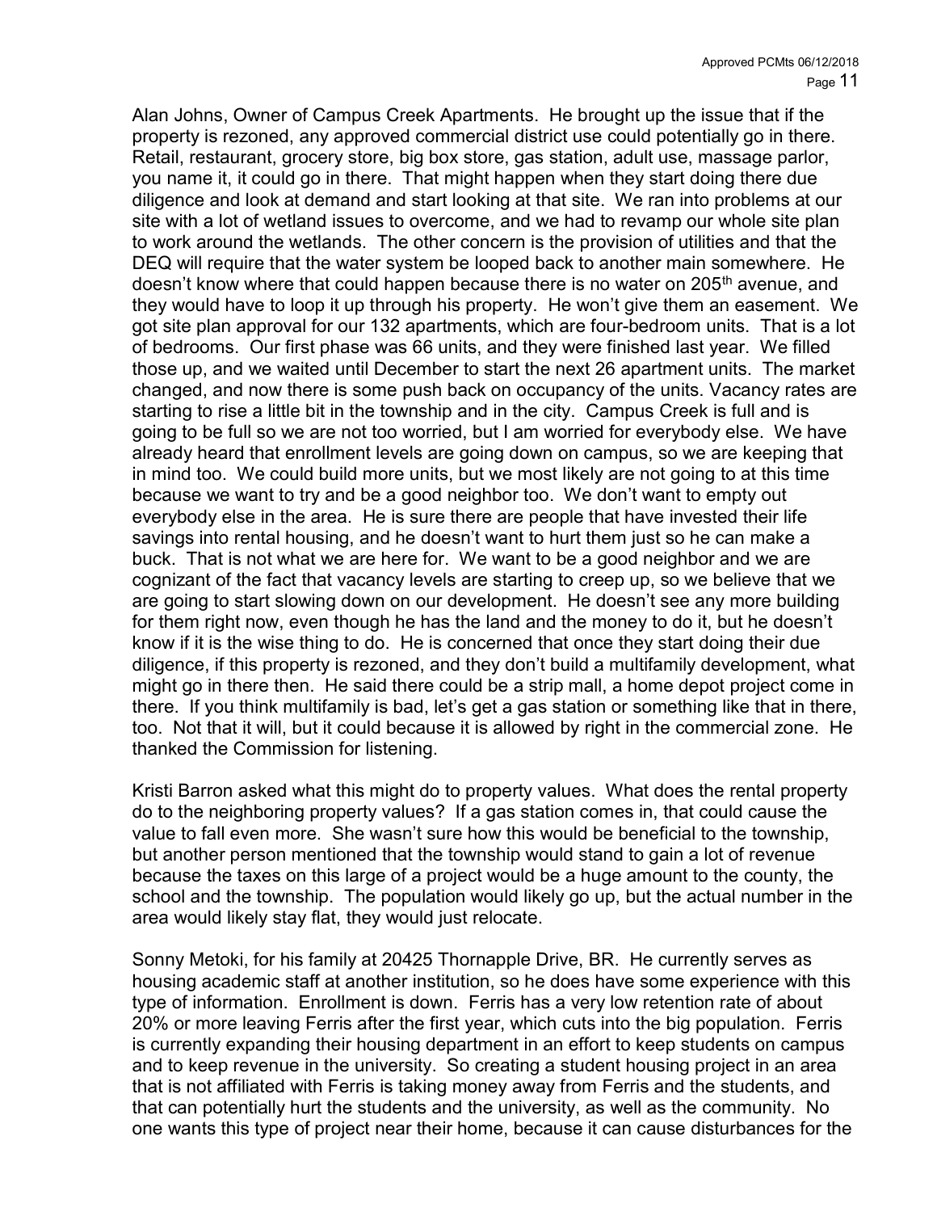Alan Johns, Owner of Campus Creek Apartments. He brought up the issue that if the property is rezoned, any approved commercial district use could potentially go in there. Retail, restaurant, grocery store, big box store, gas station, adult use, massage parlor, you name it, it could go in there. That might happen when they start doing there due diligence and look at demand and start looking at that site. We ran into problems at our site with a lot of wetland issues to overcome, and we had to revamp our whole site plan to work around the wetlands. The other concern is the provision of utilities and that the DEQ will require that the water system be looped back to another main somewhere. He doesn't know where that could happen because there is no water on 205th avenue, and they would have to loop it up through his property. He won't give them an easement. We got site plan approval for our 132 apartments, which are four-bedroom units. That is a lot of bedrooms. Our first phase was 66 units, and they were finished last year. We filled those up, and we waited until December to start the next 26 apartment units. The market changed, and now there is some push back on occupancy of the units. Vacancy rates are starting to rise a little bit in the township and in the city. Campus Creek is full and is going to be full so we are not too worried, but I am worried for everybody else. We have already heard that enrollment levels are going down on campus, so we are keeping that in mind too. We could build more units, but we most likely are not going to at this time because we want to try and be a good neighbor too. We don't want to empty out everybody else in the area. He is sure there are people that have invested their life savings into rental housing, and he doesn't want to hurt them just so he can make a buck. That is not what we are here for. We want to be a good neighbor and we are cognizant of the fact that vacancy levels are starting to creep up, so we believe that we are going to start slowing down on our development. He doesn't see any more building for them right now, even though he has the land and the money to do it, but he doesn't know if it is the wise thing to do. He is concerned that once they start doing their due diligence, if this property is rezoned, and they don't build a multifamily development, what might go in there then. He said there could be a strip mall, a home depot project come in there. If you think multifamily is bad, let's get a gas station or something like that in there, too. Not that it will, but it could because it is allowed by right in the commercial zone. He thanked the Commission for listening.

Kristi Barron asked what this might do to property values. What does the rental property do to the neighboring property values? If a gas station comes in, that could cause the value to fall even more. She wasn't sure how this would be beneficial to the township, but another person mentioned that the township would stand to gain a lot of revenue because the taxes on this large of a project would be a huge amount to the county, the school and the township. The population would likely go up, but the actual number in the area would likely stay flat, they would just relocate.

Sonny Metoki, for his family at 20425 Thornapple Drive, BR. He currently serves as housing academic staff at another institution, so he does have some experience with this type of information. Enrollment is down. Ferris has a very low retention rate of about 20% or more leaving Ferris after the first year, which cuts into the big population. Ferris is currently expanding their housing department in an effort to keep students on campus and to keep revenue in the university. So creating a student housing project in an area that is not affiliated with Ferris is taking money away from Ferris and the students, and that can potentially hurt the students and the university, as well as the community. No one wants this type of project near their home, because it can cause disturbances for the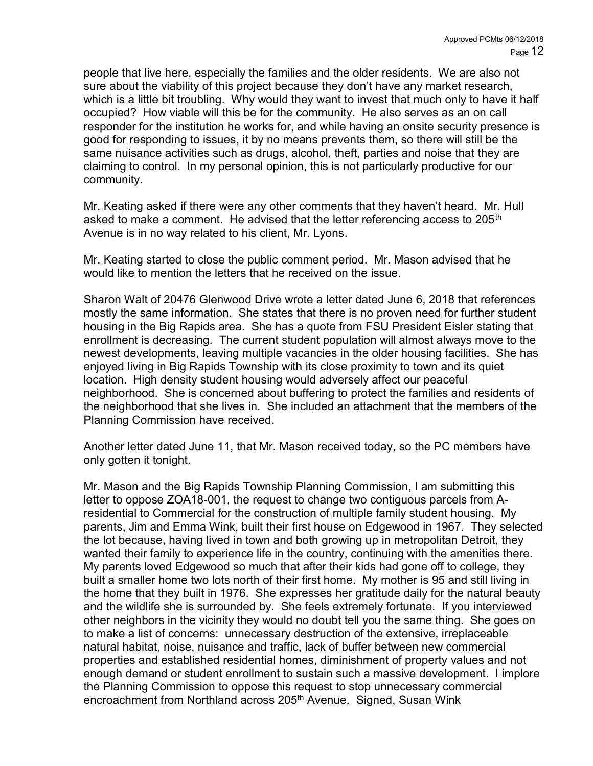people that live here, especially the families and the older residents. We are also not sure about the viability of this project because they don't have any market research, which is a little bit troubling. Why would they want to invest that much only to have it half occupied? How viable will this be for the community. He also serves as an on call responder for the institution he works for, and while having an onsite security presence is good for responding to issues, it by no means prevents them, so there will still be the same nuisance activities such as drugs, alcohol, theft, parties and noise that they are claiming to control. In my personal opinion, this is not particularly productive for our community.

Mr. Keating asked if there were any other comments that they haven't heard. Mr. Hull asked to make a comment. He advised that the letter referencing access to 205th Avenue is in no way related to his client, Mr. Lyons.

Mr. Keating started to close the public comment period. Mr. Mason advised that he would like to mention the letters that he received on the issue.

Sharon Walt of 20476 Glenwood Drive wrote a letter dated June 6, 2018 that references mostly the same information. She states that there is no proven need for further student housing in the Big Rapids area. She has a quote from FSU President Eisler stating that enrollment is decreasing. The current student population will almost always move to the newest developments, leaving multiple vacancies in the older housing facilities. She has enjoyed living in Big Rapids Township with its close proximity to town and its quiet location. High density student housing would adversely affect our peaceful neighborhood. She is concerned about buffering to protect the families and residents of the neighborhood that she lives in. She included an attachment that the members of the Planning Commission have received.

Another letter dated June 11, that Mr. Mason received today, so the PC members have only gotten it tonight.

Mr. Mason and the Big Rapids Township Planning Commission, I am submitting this letter to oppose ZOA18-001, the request to change two contiguous parcels from A-residential to Commercial for the construction of multiple family student housing. My parents, Jim and Emma Wink, built their first house on Edgewood in 1967. They selected the lot because, having lived in town and both growing up in metropolitan Detroit, they wanted their family to experience life in the country, continuing with the amenities there. My parents loved Edgewood so much that after their kids had gone off to college, they built a smaller home two lots north of their first home. My mother is 95 and still living in the home that they built in 1976. She expresses her gratitude daily for the natural beauty and the wildlife she is surrounded by. She feels extremely fortunate. If you interviewed other neighbors in the vicinity they would no doubt tell you the same thing. She goes on to make a list of concerns: unnecessary destruction of the extensive, irreplaceable natural habitat, noise, nuisance and traffic, lack of buffer between new commercial properties and established residential homes, diminishment of property values and not enough demand or student enrollment to sustain such a massive development. I implore the Planning Commission to oppose this request to stop unnecessary commercial encroachment from Northland across 205th Avenue. Signed, Susan Wink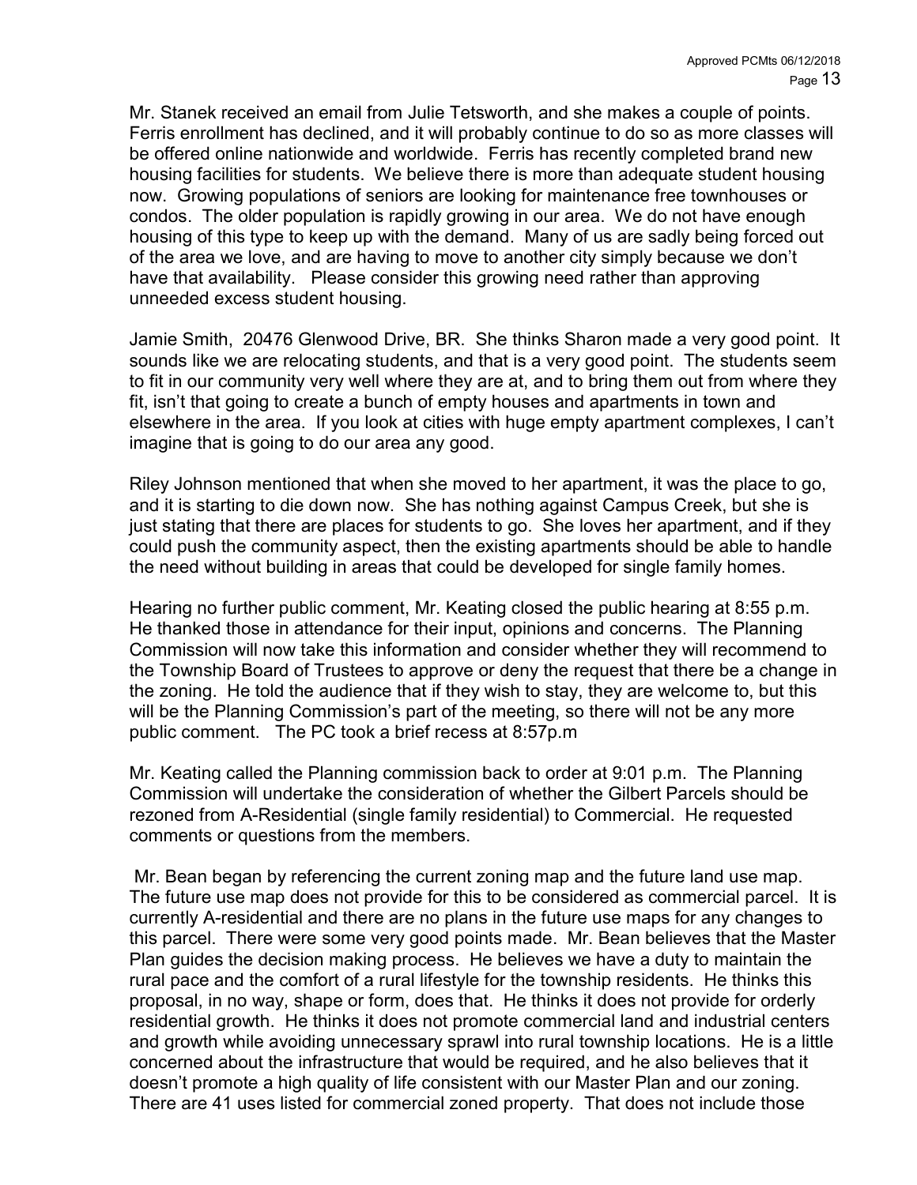Mr. Stanek received an email from Julie Tetsworth, and she makes a couple of points. Ferris enrollment has declined, and it will probably continue to do so as more classes will be offered online nationwide and worldwide. Ferris has recently completed brand new housing facilities for students. We believe there is more than adequate student housing now. Growing populations of seniors are looking for maintenance free townhouses or condos. The older population is rapidly growing in our area. We do not have enough housing of this type to keep up with the demand. Many of us are sadly being forced out of the area we love, and are having to move to another city simply because we don't have that availability. Please consider this growing need rather than approving unneeded excess student housing.

Jamie Smith, 20476 Glenwood Drive, BR. She thinks Sharon made a very good point. It sounds like we are relocating students, and that is a very good point. The students seem to fit in our community very well where they are at, and to bring them out from where they fit, isn't that going to create a bunch of empty houses and apartments in town and elsewhere in the area. If you look at cities with huge empty apartment complexes, I can't imagine that is going to do our area any good.

Riley Johnson mentioned that when she moved to her apartment, it was the place to go, and it is starting to die down now. She has nothing against Campus Creek, but she is just stating that there are places for students to go. She loves her apartment, and if they could push the community aspect, then the existing apartments should be able to handle the need without building in areas that could be developed for single family homes.

Hearing no further public comment, Mr. Keating closed the public hearing at 8:55 p.m. He thanked those in attendance for their input, opinions and concerns. The Planning Commission will now take this information and consider whether they will recommend to the Township Board of Trustees to approve or deny the request that there be a change in the zoning. He told the audience that if they wish to stay, they are welcome to, but this will be the Planning Commission's part of the meeting, so there will not be any more public comment. The PC took a brief recess at 8:57p.m

Mr. Keating called the Planning commission back to order at 9:01 p.m. The Planning Commission will undertake the consideration of whether the Gilbert Parcels should be rezoned from A-Residential (single family residential) to Commercial. He requested comments or questions from the members.

Mr. Bean began by referencing the current zoning map and the future land use map. The future use map does not provide for this to be considered as commercial parcel. It is currently A-residential and there are no plans in the future use maps for any changes to this parcel. There were some very good points made. Mr. Bean believes that the Master Plan guides the decision making process. He believes we have a duty to maintain the rural pace and the comfort of a rural lifestyle for the township residents. He thinks this proposal, in no way, shape or form, does that. He thinks it does not provide for orderly residential growth. He thinks it does not promote commercial land and industrial centers and growth while avoiding unnecessary sprawl into rural township locations. He is a little concerned about the infrastructure that would be required, and he also believes that it doesn't promote a high quality of life consistent with our Master Plan and our zoning. There are 41 uses listed for commercial zoned property. That does not include those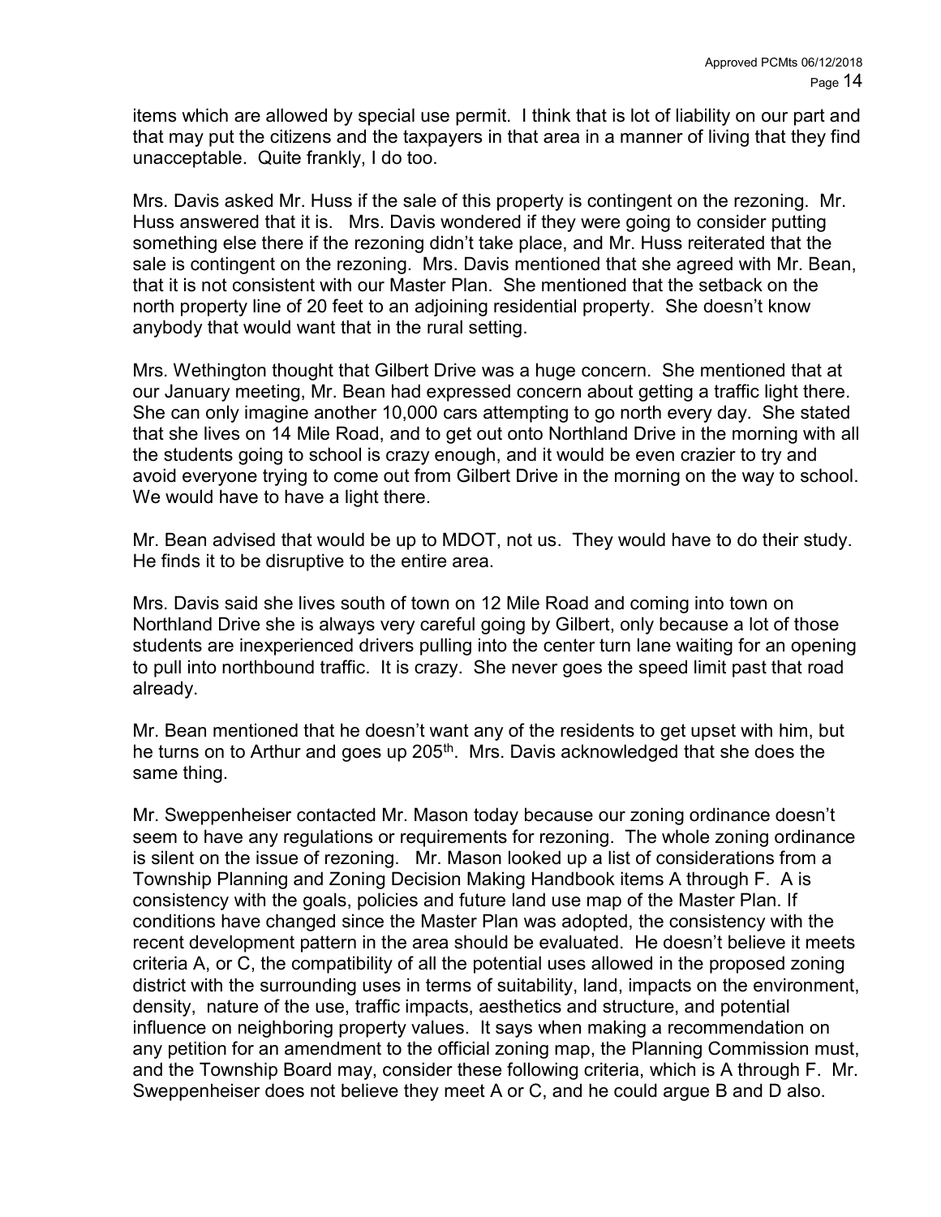items which are allowed by special use permit. I think that is lot of liability on our part and that may put the citizens and the taxpayers in that area in a manner of living that they find unacceptable. Quite frankly, I do too.

Mrs. Davis asked Mr. Huss if the sale of this property is contingent on the rezoning. Mr. Huss answered that it is. Mrs. Davis wondered if they were going to consider putting something else there if the rezoning didn't take place, and Mr. Huss reiterated that the sale is contingent on the rezoning. Mrs. Davis mentioned that she agreed with Mr. Bean, that it is not consistent with our Master Plan. She mentioned that the setback on the north property line of 20 feet to an adjoining residential property. She doesn't know anybody that would want that in the rural setting.

Mrs. Wethington thought that Gilbert Drive was a huge concern. She mentioned that at our January meeting, Mr. Bean had expressed concern about getting a traffic light there. She can only imagine another 10,000 cars attempting to go north every day. She stated that she lives on 14 Mile Road, and to get out onto Northland Drive in the morning with all the students going to school is crazy enough, and it would be even crazier to try and avoid everyone trying to come out from Gilbert Drive in the morning on the way to school. We would have to have a light there.

Mr. Bean advised that would be up to MDOT, not us. They would have to do their study. He finds it to be disruptive to the entire area.

Mrs. Davis said she lives south of town on 12 Mile Road and coming into town on Northland Drive she is always very careful going by Gilbert, only because a lot of those students are inexperienced drivers pulling into the center turn lane waiting for an opening to pull into northbound traffic. It is crazy. She never goes the speed limit past that road already.

Mr. Bean mentioned that he doesn't want any of the residents to get upset with him, but he turns on to Arthur and goes up 205th. Mrs. Davis acknowledged that she does the same thing.

Mr. Sweppenheiser contacted Mr. Mason today because our zoning ordinance doesn't seem to have any regulations or requirements for rezoning. The whole zoning ordinance is silent on the issue of rezoning. Mr. Mason looked up a list of considerations from a Township Planning and Zoning Decision Making Handbook items A through F. A is consistency with the goals, policies and future land use map of the Master Plan. If conditions have changed since the Master Plan was adopted, the consistency with the recent development pattern in the area should be evaluated. He doesn't believe it meets criteria A, or C, the compatibility of all the potential uses allowed in the proposed zoning district with the surrounding uses in terms of suitability, land, impacts on the environment, density, nature of the use, traffic impacts, aesthetics and structure, and potential influence on neighboring property values. It says when making a recommendation on any petition for an amendment to the official zoning map, the Planning Commission must, and the Township Board may, consider these following criteria, which is A through F. Mr. Sweppenheiser does not believe they meet A or C, and he could argue B and D also.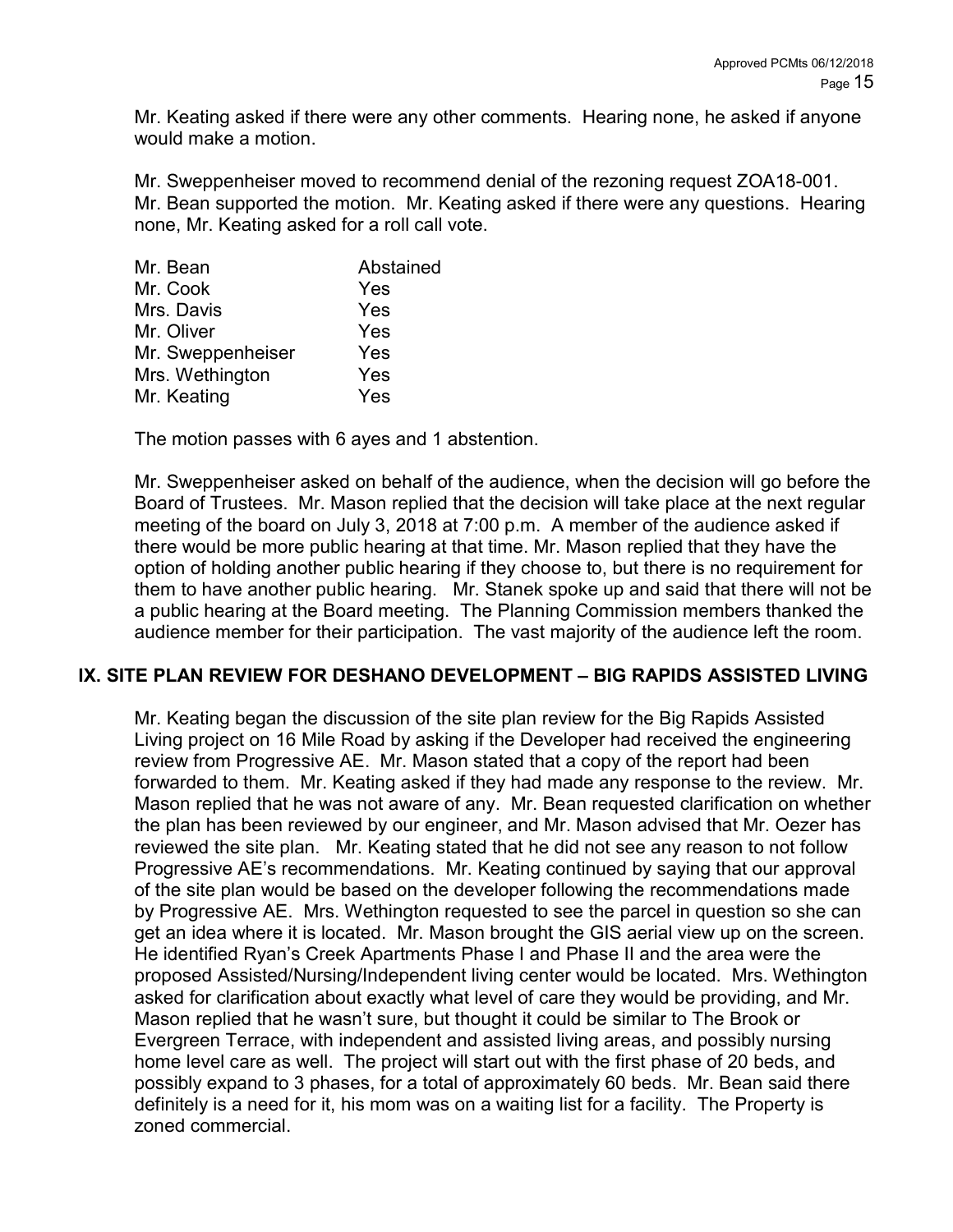Mr. Keating asked if there were any other comments. Hearing none, he asked if anyone would make a motion.

Mr. Sweppenheiser moved to recommend denial of the rezoning request ZOA18-001. Mr. Bean supported the motion. Mr. Keating asked if there were any questions. Hearing none, Mr. Keating asked for a roll call vote.

| | |
|---|---|
| Mr. Bean | Abstained |
| Mr. Cook | Yes |
| Mrs. Davis | Yes |
| Mr. Oliver | Yes |
| Mr. Sweppenheiser | Yes |
| Mrs. Wethington | Yes |
| Mr. Keating | Yes |

The motion passes with 6 ayes and 1 abstention.

Mr. Sweppenheiser asked on behalf of the audience, when the decision will go before the Board of Trustees. Mr. Mason replied that the decision will take place at the next regular meeting of the board on July 3, 2018 at 7:00 p.m. A member of the audience asked if there would be more public hearing at that time. Mr. Mason replied that they have the option of holding another public hearing if they choose to, but there is no requirement for them to have another public hearing. Mr. Stanek spoke up and said that there will not be a public hearing at the Board meeting. The Planning Commission members thanked the audience member for their participation. The vast majority of the audience left the room.

## IX. SITE PLAN REVIEW FOR DESHANO DEVELOPMENT – BIG RAPIDS ASSISTED LIVING

Mr. Keating began the discussion of the site plan review for the Big Rapids Assisted Living project on 16 Mile Road by asking if the Developer had received the engineering review from Progressive AE. Mr. Mason stated that a copy of the report had been forwarded to them. Mr. Keating asked if they had made any response to the review. Mr. Mason replied that he was not aware of any. Mr. Bean requested clarification on whether the plan has been reviewed by our engineer, and Mr. Mason advised that Mr. Oezer has reviewed the site plan. Mr. Keating stated that he did not see any reason to not follow Progressive AE's recommendations. Mr. Keating continued by saying that our approval of the site plan would be based on the developer following the recommendations made by Progressive AE. Mrs. Wethington requested to see the parcel in question so she can get an idea where it is located. Mr. Mason brought the GIS aerial view up on the screen. He identified Ryan's Creek Apartments Phase I and Phase II and the area were the proposed Assisted/Nursing/Independent living center would be located. Mrs. Wethington asked for clarification about exactly what level of care they would be providing, and Mr. Mason replied that he wasn't sure, but thought it could be similar to The Brook or Evergreen Terrace, with independent and assisted living areas, and possibly nursing home level care as well. The project will start out with the first phase of 20 beds, and possibly expand to 3 phases, for a total of approximately 60 beds. Mr. Bean said there definitely is a need for it, his mom was on a waiting list for a facility. The Property is zoned commercial.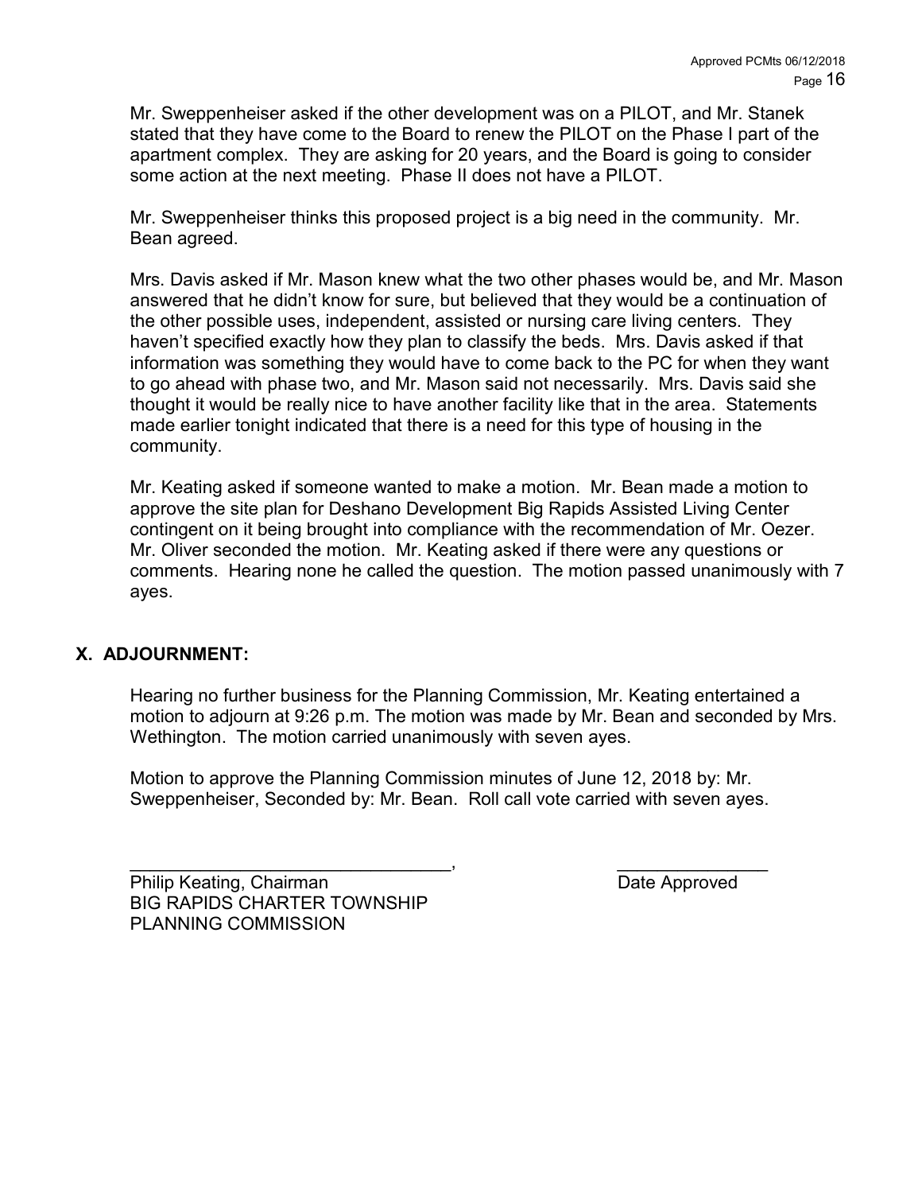Mr. Sweppenheiser asked if the other development was on a PILOT, and Mr. Stanek stated that they have come to the Board to renew the PILOT on the Phase I part of the apartment complex. They are asking for 20 years, and the Board is going to consider some action at the next meeting. Phase II does not have a PILOT.

Mr. Sweppenheiser thinks this proposed project is a big need in the community. Mr. Bean agreed.

Mrs. Davis asked if Mr. Mason knew what the two other phases would be, and Mr. Mason answered that he didn't know for sure, but believed that they would be a continuation of the other possible uses, independent, assisted or nursing care living centers. They haven't specified exactly how they plan to classify the beds. Mrs. Davis asked if that information was something they would have to come back to the PC for when they want to go ahead with phase two, and Mr. Mason said not necessarily. Mrs. Davis said she thought it would be really nice to have another facility like that in the area. Statements made earlier tonight indicated that there is a need for this type of housing in the community.

Mr. Keating asked if someone wanted to make a motion. Mr. Bean made a motion to approve the site plan for Deshano Development Big Rapids Assisted Living Center contingent on it being brought into compliance with the recommendation of Mr. Oezer. Mr. Oliver seconded the motion. Mr. Keating asked if there were any questions or comments. Hearing none he called the question. The motion passed unanimously with 7 ayes.

## X. ADJOURNMENT:

Hearing no further business for the Planning Commission, Mr. Keating entertained a motion to adjourn at 9:26 p.m. The motion was made by Mr. Bean and seconded by Mrs. Wethington. The motion carried unanimously with seven ayes.

Motion to approve the Planning Commission minutes of June 12, 2018 by: Mr. Sweppenheiser, Seconded by: Mr. Bean. Roll call vote carried with seven ayes.

_________________________________, _______________

Philip Keating, Chairman Date Approved

BIG RAPIDS CHARTER TOWNSHIP

PLANNING COMMISSION